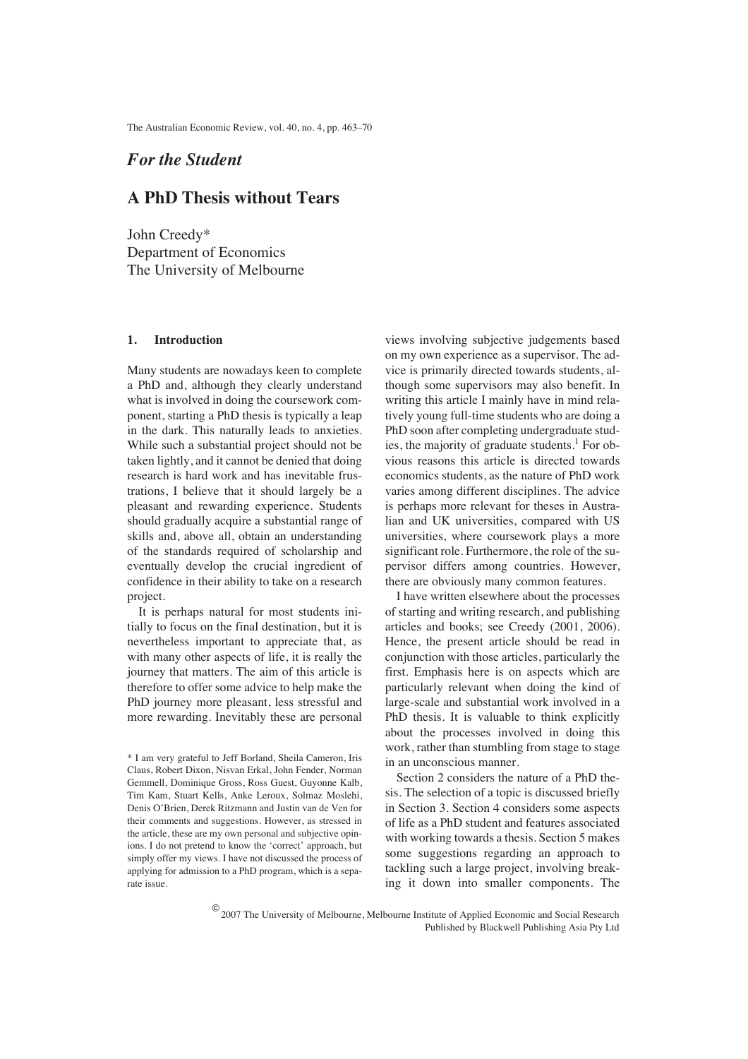*For the Student*

# A PhD Thesis without Tears

John Creedy*
Department of Economics
The University of Melbourne

## 1. Introduction

Many students are nowadays keen to complete a PhD and, although they clearly understand what is involved in doing the coursework component, starting a PhD thesis is typically a leap in the dark. This naturally leads to anxieties. While such a substantial project should not be taken lightly, and it cannot be denied that doing research is hard work and has inevitable frustrations, I believe that it should largely be a pleasant and rewarding experience. Students should gradually acquire a substantial range of skills and, above all, obtain an understanding of the standards required of scholarship and eventually develop the crucial ingredient of confidence in their ability to take on a research project.

It is perhaps natural for most students initially to focus on the final destination, but it is nevertheless important to appreciate that, as with many other aspects of life, it is really the journey that matters. The aim of this article is therefore to offer some advice to help make the PhD journey more pleasant, less stressful and more rewarding. Inevitably these are personal views involving subjective judgements based on my own experience as a supervisor. The advice is primarily directed towards students, although some supervisors may also benefit. In writing this article I mainly have in mind relatively young full-time students who are doing a PhD soon after completing undergraduate studies, the majority of graduate students.[1] For obvious reasons this article is directed towards economics students, as the nature of PhD work varies among different disciplines. The advice is perhaps more relevant for theses in Australian and UK universities, compared with US universities, where coursework plays a more significant role. Furthermore, the role of the supervisor differs among countries. However, there are obviously many common features.

I have written elsewhere about the processes of starting and writing research, and publishing articles and books; see Creedy (2001, 2006). Hence, the present article should be read in conjunction with those articles, particularly the first. Emphasis here is on aspects which are particularly relevant when doing the kind of large-scale and substantial work involved in a PhD thesis. It is valuable to think explicitly about the processes involved in doing this work, rather than stumbling from stage to stage in an unconscious manner.

Section 2 considers the nature of a PhD thesis. The selection of a topic is discussed briefly in Section 3. Section 4 considers some aspects of life as a PhD student and features associated with working towards a thesis. Section 5 makes some suggestions regarding an approach to tackling such a large project, involving breaking it down into smaller components. The

\* I am very grateful to Jeff Borland, Sheila Cameron, Iris Claus, Robert Dixon, Nisvan Erkal, John Fender, Norman Gemmell, Dominique Gross, Ross Guest, Guyonne Kalb, Tim Kam, Stuart Kells, Anke Leroux, Solmaz Moslehi, Denis O'Brien, Derek Ritzmann and Justin van de Ven for their comments and suggestions. However, as stressed in the article, these are my own personal and subjective opinions. I do not pretend to know the 'correct' approach, but simply offer my views. I have not discussed the process of applying for admission to a PhD program, which is a separate issue.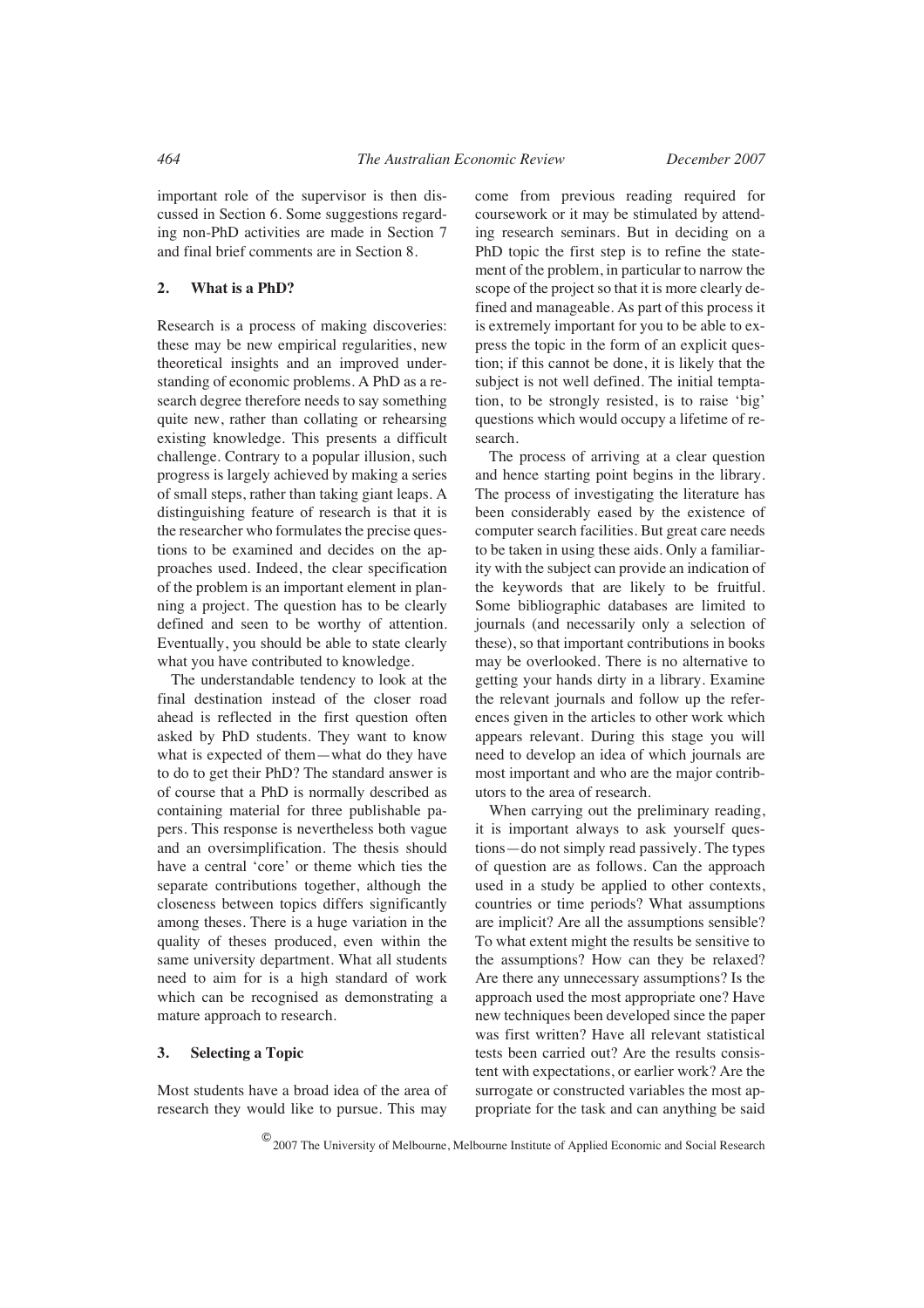important role of the supervisor is then discussed in Section 6. Some suggestions regarding non-PhD activities are made in Section 7 and final brief comments are in Section 8.

## 2. What is a PhD?

Research is a process of making discoveries: these may be new empirical regularities, new theoretical insights and an improved understanding of economic problems. A PhD as a research degree therefore needs to say something quite new, rather than collating or rehearsing existing knowledge. This presents a difficult challenge. Contrary to a popular illusion, such progress is largely achieved by making a series of small steps, rather than taking giant leaps. A distinguishing feature of research is that it is the researcher who formulates the precise questions to be examined and decides on the approaches used. Indeed, the clear specification of the problem is an important element in planning a project. The question has to be clearly defined and seen to be worthy of attention. Eventually, you should be able to state clearly what you have contributed to knowledge.

The understandable tendency to look at the final destination instead of the closer road ahead is reflected in the first question often asked by PhD students. They want to know what is expected of them—what do they have to do to get their PhD? The standard answer is of course that a PhD is normally described as containing material for three publishable papers. This response is nevertheless both vague and an oversimplification. The thesis should have a central 'core' or theme which ties the separate contributions together, although the closeness between topics differs significantly among theses. There is a huge variation in the quality of theses produced, even within the same university department. What all students need to aim for is a high standard of work which can be recognised as demonstrating a mature approach to research.

## 3. Selecting a Topic

Most students have a broad idea of the area of research they would like to pursue. This may come from previous reading required for coursework or it may be stimulated by attending research seminars. But in deciding on a PhD topic the first step is to refine the statement of the problem, in particular to narrow the scope of the project so that it is more clearly defined and manageable. As part of this process it is extremely important for you to be able to express the topic in the form of an explicit question; if this cannot be done, it is likely that the subject is not well defined. The initial temptation, to be strongly resisted, is to raise 'big' questions which would occupy a lifetime of research.

The process of arriving at a clear question and hence starting point begins in the library. The process of investigating the literature has been considerably eased by the existence of computer search facilities. But great care needs to be taken in using these aids. Only a familiarity with the subject can provide an indication of the keywords that are likely to be fruitful. Some bibliographic databases are limited to journals (and necessarily only a selection of these), so that important contributions in books may be overlooked. There is no alternative to getting your hands dirty in a library. Examine the relevant journals and follow up the references given in the articles to other work which appears relevant. During this stage you will need to develop an idea of which journals are most important and who are the major contributors to the area of research.

When carrying out the preliminary reading, it is important always to ask yourself questions—do not simply read passively. The types of question are as follows. Can the approach used in a study be applied to other contexts, countries or time periods? What assumptions are implicit? Are all the assumptions sensible? To what extent might the results be sensitive to the assumptions? How can they be relaxed? Are there any unnecessary assumptions? Is the approach used the most appropriate one? Have new techniques been developed since the paper was first written? Have all relevant statistical tests been carried out? Are the results consistent with expectations, or earlier work? Are the surrogate or constructed variables the most appropriate for the task and can anything be said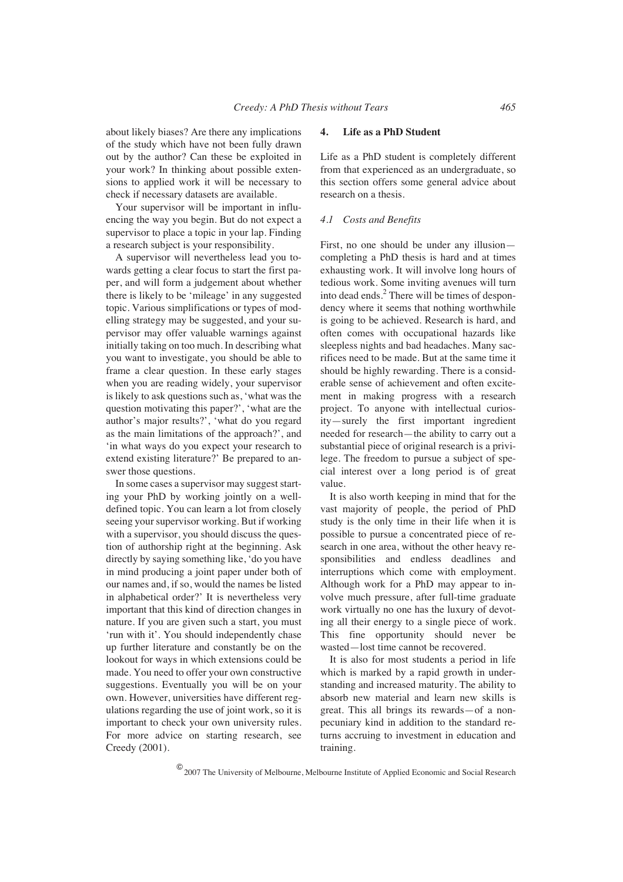about likely biases? Are there any implications of the study which have not been fully drawn out by the author? Can these be exploited in your work? In thinking about possible extensions to applied work it will be necessary to check if necessary datasets are available.

Your supervisor will be important in influencing the way you begin. But do not expect a supervisor to place a topic in your lap. Finding a research subject is your responsibility.

A supervisor will nevertheless lead you towards getting a clear focus to start the first paper, and will form a judgement about whether there is likely to be 'mileage' in any suggested topic. Various simplifications or types of modelling strategy may be suggested, and your supervisor may offer valuable warnings against initially taking on too much. In describing what you want to investigate, you should be able to frame a clear question. In these early stages when you are reading widely, your supervisor is likely to ask questions such as, 'what was the question motivating this paper?', 'what are the author's major results?', 'what do you regard as the main limitations of the approach?', and 'in what ways do you expect your research to extend existing literature?' Be prepared to answer those questions.

In some cases a supervisor may suggest starting your PhD by working jointly on a well-defined topic. You can learn a lot from closely seeing your supervisor working. But if working with a supervisor, you should discuss the question of authorship right at the beginning. Ask directly by saying something like, 'do you have in mind producing a joint paper under both of our names and, if so, would the names be listed in alphabetical order?' It is nevertheless very important that this kind of direction changes in nature. If you are given such a start, you must 'run with it'. You should independently chase up further literature and constantly be on the lookout for ways in which extensions could be made. You need to offer your own constructive suggestions. Eventually you will be on your own. However, universities have different regulations regarding the use of joint work, so it is important to check your own university rules. For more advice on starting research, see Creedy (2001).

## 4. Life as a PhD Student

Life as a PhD student is completely different from that experienced as an undergraduate, so this section offers some general advice about research on a thesis.

### *4.1 Costs and Benefits*

First, no one should be under any illusion—completing a PhD thesis is hard and at times exhausting work. It will involve long hours of tedious work. Some inviting avenues will turn into dead ends.[2] There will be times of despondency where it seems that nothing worthwhile is going to be achieved. Research is hard, and often comes with occupational hazards like sleepless nights and bad headaches. Many sacrifices need to be made. But at the same time it should be highly rewarding. There is a considerable sense of achievement and often excitement in making progress with a research project. To anyone with intellectual curiosity—surely the first important ingredient needed for research—the ability to carry out a substantial piece of original research is a privilege. The freedom to pursue a subject of special interest over a long period is of great value.

It is also worth keeping in mind that for the vast majority of people, the period of PhD study is the only time in their life when it is possible to pursue a concentrated piece of research in one area, without the other heavy responsibilities and endless deadlines and interruptions which come with employment. Although work for a PhD may appear to involve much pressure, after full-time graduate work virtually no one has the luxury of devoting all their energy to a single piece of work. This fine opportunity should never be wasted—lost time cannot be recovered.

It is also for most students a period in life which is marked by a rapid growth in understanding and increased maturity. The ability to absorb new material and learn new skills is great. This all brings its rewards—of a non-pecuniary kind in addition to the standard returns accruing to investment in education and training.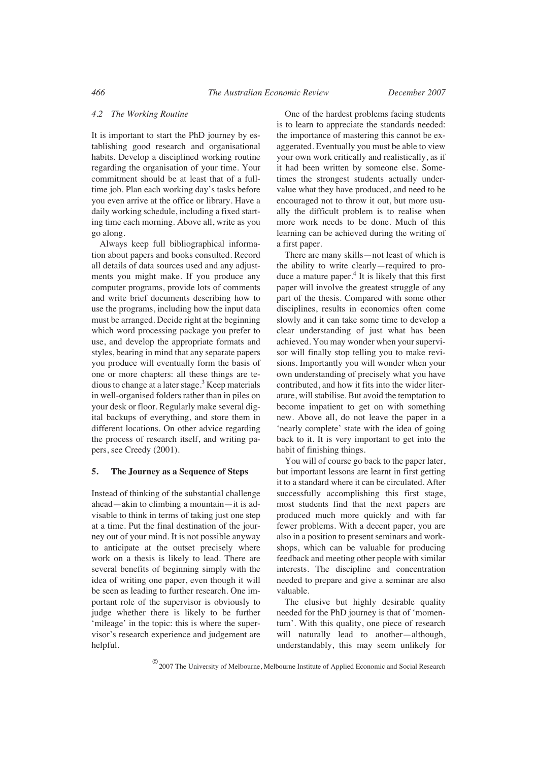### 4.2 The Working Routine

It is important to start the PhD journey by establishing good research and organisational habits. Develop a disciplined working routine regarding the organisation of your time. Your commitment should be at least that of a full-time job. Plan each working day's tasks before you even arrive at the office or library. Have a daily working schedule, including a fixed starting time each morning. Above all, write as you go along.

Always keep full bibliographical information about papers and books consulted. Record all details of data sources used and any adjustments you might make. If you produce any computer programs, provide lots of comments and write brief documents describing how to use the programs, including how the input data must be arranged. Decide right at the beginning which word processing package you prefer to use, and develop the appropriate formats and styles, bearing in mind that any separate papers you produce will eventually form the basis of one or more chapters: all these things are tedious to change at a later stage.[3] Keep materials in well-organised folders rather than in piles on your desk or floor. Regularly make several digital backups of everything, and store them in different locations. On other advice regarding the process of research itself, and writing papers, see Creedy (2001).

## 5. The Journey as a Sequence of Steps

Instead of thinking of the substantial challenge ahead—akin to climbing a mountain—it is advisable to think in terms of taking just one step at a time. Put the final destination of the journey out of your mind. It is not possible anyway to anticipate at the outset precisely where work on a thesis is likely to lead. There are several benefits of beginning simply with the idea of writing one paper, even though it will be seen as leading to further research. One important role of the supervisor is obviously to judge whether there is likely to be further 'mileage' in the topic: this is where the supervisor's research experience and judgement are helpful.

One of the hardest problems facing students is to learn to appreciate the standards needed: the importance of mastering this cannot be exaggerated. Eventually you must be able to view your own work critically and realistically, as if it had been written by someone else. Sometimes the strongest students actually undervalue what they have produced, and need to be encouraged not to throw it out, but more usually the difficult problem is to realise when more work needs to be done. Much of this learning can be achieved during the writing of a first paper.

There are many skills—not least of which is the ability to write clearly—required to produce a mature paper.[4] It is likely that this first paper will involve the greatest struggle of any part of the thesis. Compared with some other disciplines, results in economics often come slowly and it can take some time to develop a clear understanding of just what has been achieved. You may wonder when your supervisor will finally stop telling you to make revisions. Importantly you will wonder when your own understanding of precisely what you have contributed, and how it fits into the wider literature, will stabilise. But avoid the temptation to become impatient to get on with something new. Above all, do not leave the paper in a 'nearly complete' state with the idea of going back to it. It is very important to get into the habit of finishing things.

You will of course go back to the paper later, but important lessons are learnt in first getting it to a standard where it can be circulated. After successfully accomplishing this first stage, most students find that the next papers are produced much more quickly and with far fewer problems. With a decent paper, you are also in a position to present seminars and workshops, which can be valuable for producing feedback and meeting other people with similar interests. The discipline and concentration needed to prepare and give a seminar are also valuable.

The elusive but highly desirable quality needed for the PhD journey is that of 'momentum'. With this quality, one piece of research will naturally lead to another—although, understandably, this may seem unlikely for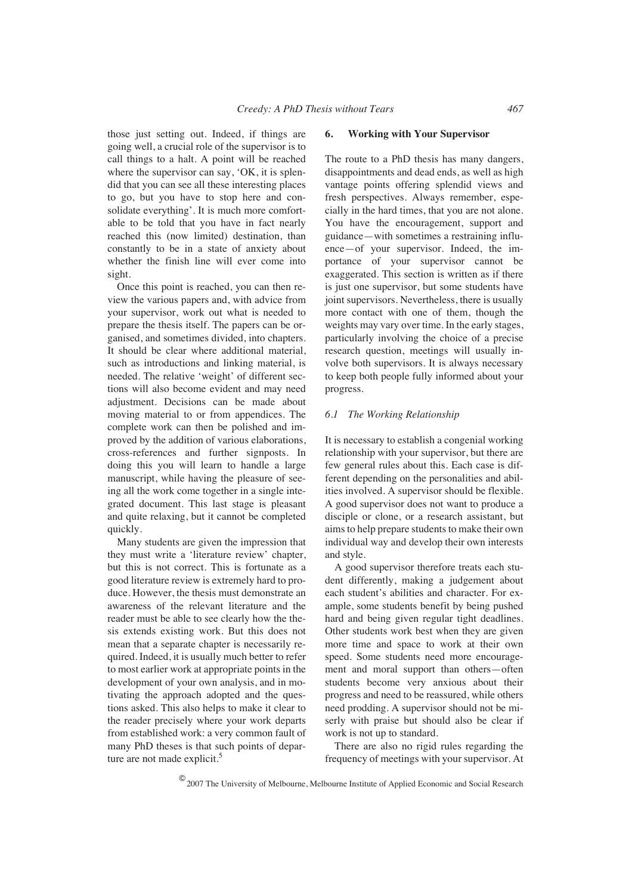those just setting out. Indeed, if things are going well, a crucial role of the supervisor is to call things to a halt. A point will be reached where the supervisor can say, 'OK, it is splendid that you can see all these interesting places to go, but you have to stop here and consolidate everything'. It is much more comfortable to be told that you have in fact nearly reached this (now limited) destination, than constantly to be in a state of anxiety about whether the finish line will ever come into sight.

Once this point is reached, you can then review the various papers and, with advice from your supervisor, work out what is needed to prepare the thesis itself. The papers can be organised, and sometimes divided, into chapters. It should be clear where additional material, such as introductions and linking material, is needed. The relative 'weight' of different sections will also become evident and may need adjustment. Decisions can be made about moving material to or from appendices. The complete work can then be polished and improved by the addition of various elaborations, cross-references and further signposts. In doing this you will learn to handle a large manuscript, while having the pleasure of seeing all the work come together in a single integrated document. This last stage is pleasant and quite relaxing, but it cannot be completed quickly.

Many students are given the impression that they must write a 'literature review' chapter, but this is not correct. This is fortunate as a good literature review is extremely hard to produce. However, the thesis must demonstrate an awareness of the relevant literature and the reader must be able to see clearly how the thesis extends existing work. But this does not mean that a separate chapter is necessarily required. Indeed, it is usually much better to refer to most earlier work at appropriate points in the development of your own analysis, and in motivating the approach adopted and the questions asked. This also helps to make it clear to the reader precisely where your work departs from established work: a very common fault of many PhD theses is that such points of departure are not made explicit.[5]

## 6. Working with Your Supervisor

The route to a PhD thesis has many dangers, disappointments and dead ends, as well as high vantage points offering splendid views and fresh perspectives. Always remember, especially in the hard times, that you are not alone. You have the encouragement, support and guidance—with sometimes a restraining influence—of your supervisor. Indeed, the importance of your supervisor cannot be exaggerated. This section is written as if there is just one supervisor, but some students have joint supervisors. Nevertheless, there is usually more contact with one of them, though the weights may vary over time. In the early stages, particularly involving the choice of a precise research question, meetings will usually involve both supervisors. It is always necessary to keep both people fully informed about your progress.

### *6.1 The Working Relationship*

It is necessary to establish a congenial working relationship with your supervisor, but there are few general rules about this. Each case is different depending on the personalities and abilities involved. A supervisor should be flexible. A good supervisor does not want to produce a disciple or clone, or a research assistant, but aims to help prepare students to make their own individual way and develop their own interests and style.

A good supervisor therefore treats each student differently, making a judgement about each student's abilities and character. For example, some students benefit by being pushed hard and being given regular tight deadlines. Other students work best when they are given more time and space to work at their own speed. Some students need more encouragement and moral support than others—often students become very anxious about their progress and need to be reassured, while others need prodding. A supervisor should not be miserly with praise but should also be clear if work is not up to standard.

There are also no rigid rules regarding the frequency of meetings with your supervisor. At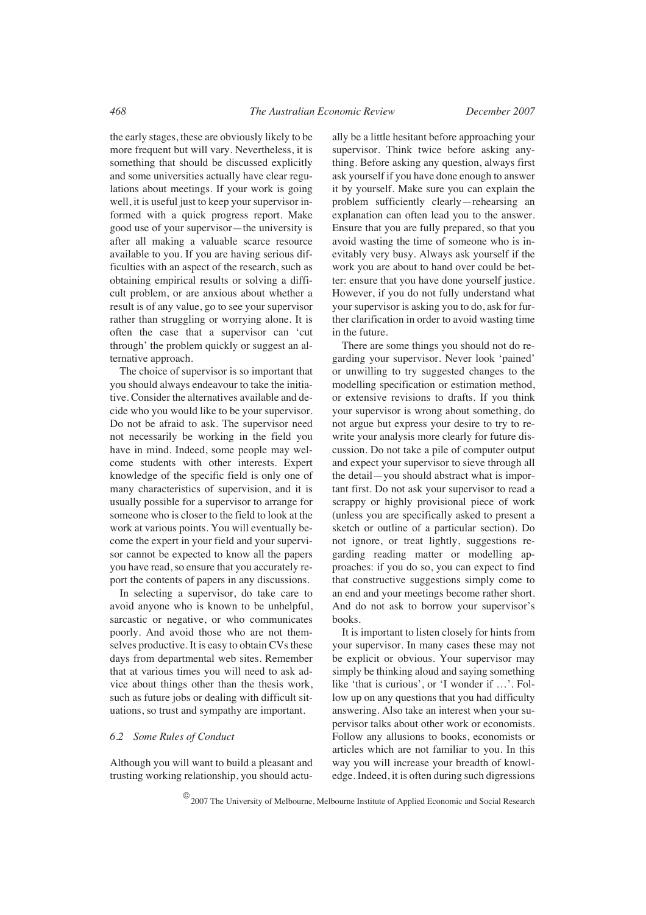the early stages, these are obviously likely to be more frequent but will vary. Nevertheless, it is something that should be discussed explicitly and some universities actually have clear regulations about meetings. If your work is going well, it is useful just to keep your supervisor informed with a quick progress report. Make good use of your supervisor—the university is after all making a valuable scarce resource available to you. If you are having serious difficulties with an aspect of the research, such as obtaining empirical results or solving a difficult problem, or are anxious about whether a result is of any value, go to see your supervisor rather than struggling or worrying alone. It is often the case that a supervisor can 'cut through' the problem quickly or suggest an alternative approach.

The choice of supervisor is so important that you should always endeavour to take the initiative. Consider the alternatives available and decide who you would like to be your supervisor. Do not be afraid to ask. The supervisor need not necessarily be working in the field you have in mind. Indeed, some people may welcome students with other interests. Expert knowledge of the specific field is only one of many characteristics of supervision, and it is usually possible for a supervisor to arrange for someone who is closer to the field to look at the work at various points. You will eventually become the expert in your field and your supervisor cannot be expected to know all the papers you have read, so ensure that you accurately report the contents of papers in any discussions.

In selecting a supervisor, do take care to avoid anyone who is known to be unhelpful, sarcastic or negative, or who communicates poorly. And avoid those who are not themselves productive. It is easy to obtain CVs these days from departmental web sites. Remember that at various times you will need to ask advice about things other than the thesis work, such as future jobs or dealing with difficult situations, so trust and sympathy are important.

### *6.2 Some Rules of Conduct*

Although you will want to build a pleasant and trusting working relationship, you should actually be a little hesitant before approaching your supervisor. Think twice before asking anything. Before asking any question, always first ask yourself if you have done enough to answer it by yourself. Make sure you can explain the problem sufficiently clearly—rehearsing an explanation can often lead you to the answer. Ensure that you are fully prepared, so that you avoid wasting the time of someone who is inevitably very busy. Always ask yourself if the work you are about to hand over could be better: ensure that you have done yourself justice. However, if you do not fully understand what your supervisor is asking you to do, ask for further clarification in order to avoid wasting time in the future.

There are some things you should not do regarding your supervisor. Never look 'pained' or unwilling to try suggested changes to the modelling specification or estimation method, or extensive revisions to drafts. If you think your supervisor is wrong about something, do not argue but express your desire to try to rewrite your analysis more clearly for future discussion. Do not take a pile of computer output and expect your supervisor to sieve through all the detail—you should abstract what is important first. Do not ask your supervisor to read a scrappy or highly provisional piece of work (unless you are specifically asked to present a sketch or outline of a particular section). Do not ignore, or treat lightly, suggestions regarding reading matter or modelling approaches: if you do so, you can expect to find that constructive suggestions simply come to an end and your meetings become rather short. And do not ask to borrow your supervisor's books.

It is important to listen closely for hints from your supervisor. In many cases these may not be explicit or obvious. Your supervisor may simply be thinking aloud and saying something like 'that is curious', or 'I wonder if …'. Follow up on any questions that you had difficulty answering. Also take an interest when your supervisor talks about other work or economists. Follow any allusions to books, economists or articles which are not familiar to you. In this way you will increase your breadth of knowledge. Indeed, it is often during such digressions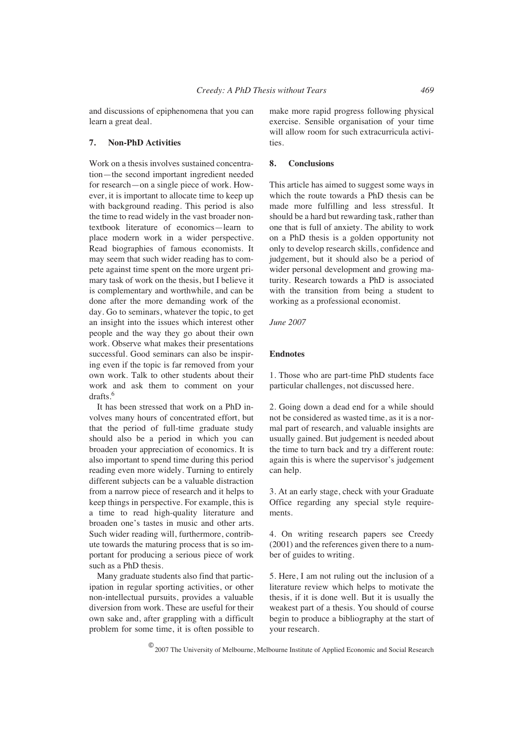and discussions of epiphenomena that you can learn a great deal.

## 7. Non-PhD Activities

Work on a thesis involves sustained concentration—the second important ingredient needed for research—on a single piece of work. However, it is important to allocate time to keep up with background reading. This period is also the time to read widely in the vast broader non-textbook literature of economics—learn to place modern work in a wider perspective. Read biographies of famous economists. It may seem that such wider reading has to compete against time spent on the more urgent primary task of work on the thesis, but I believe it is complementary and worthwhile, and can be done after the more demanding work of the day. Go to seminars, whatever the topic, to get an insight into the issues which interest other people and the way they go about their own work. Observe what makes their presentations successful. Good seminars can also be inspiring even if the topic is far removed from your own work. Talk to other students about their work and ask them to comment on your drafts.[6]

It has been stressed that work on a PhD involves many hours of concentrated effort, but that the period of full-time graduate study should also be a period in which you can broaden your appreciation of economics. It is also important to spend time during this period reading even more widely. Turning to entirely different subjects can be a valuable distraction from a narrow piece of research and it helps to keep things in perspective. For example, this is a time to read high-quality literature and broaden one's tastes in music and other arts. Such wider reading will, furthermore, contribute towards the maturing process that is so important for producing a serious piece of work such as a PhD thesis.

Many graduate students also find that participation in regular sporting activities, or other non-intellectual pursuits, provides a valuable diversion from work. These are useful for their own sake and, after grappling with a difficult problem for some time, it is often possible to make more rapid progress following physical exercise. Sensible organisation of your time will allow room for such extracurricula activities.

## 8. Conclusions

This article has aimed to suggest some ways in which the route towards a PhD thesis can be made more fulfilling and less stressful. It should be a hard but rewarding task, rather than one that is full of anxiety. The ability to work on a PhD thesis is a golden opportunity not only to develop research skills, confidence and judgement, but it should also be a period of wider personal development and growing maturity. Research towards a PhD is associated with the transition from being a student to working as a professional economist.

*June 2007*

### Endnotes

1. Those who are part-time PhD students face particular challenges, not discussed here.

2. Going down a dead end for a while should not be considered as wasted time, as it is a normal part of research, and valuable insights are usually gained. But judgement is needed about the time to turn back and try a different route: again this is where the supervisor's judgement can help.

3. At an early stage, check with your Graduate Office regarding any special style requirements.

4. On writing research papers see Creedy (2001) and the references given there to a number of guides to writing.

5. Here, I am not ruling out the inclusion of a literature review which helps to motivate the thesis, if it is done well. But it is usually the weakest part of a thesis. You should of course begin to produce a bibliography at the start of your research.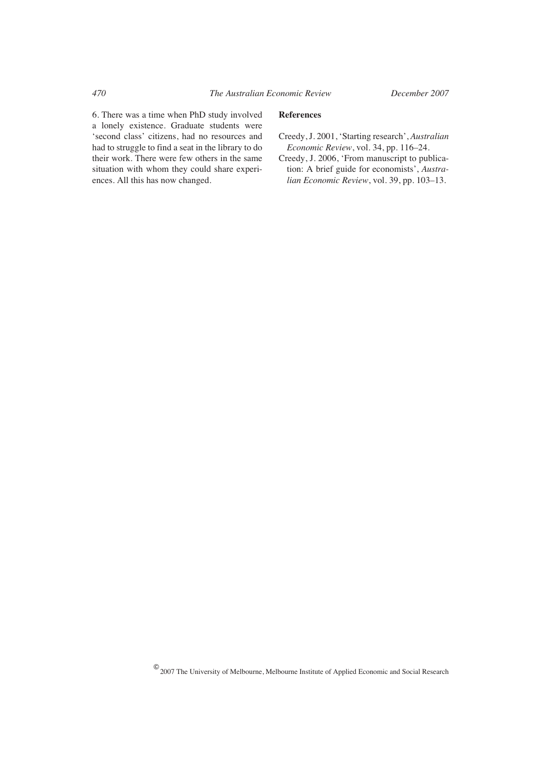6. There was a time when PhD study involved a lonely existence. Graduate students were 'second class' citizens, had no resources and had to struggle to find a seat in the library to do their work. There were few others in the same situation with whom they could share experiences. All this has now changed.

## References

Creedy, J. 2001, 'Starting research', *Australian Economic Review*, vol. 34, pp. 116–24.

Creedy, J. 2006, 'From manuscript to publication: A brief guide for economists', *Australian Economic Review*, vol. 39, pp. 103–13.